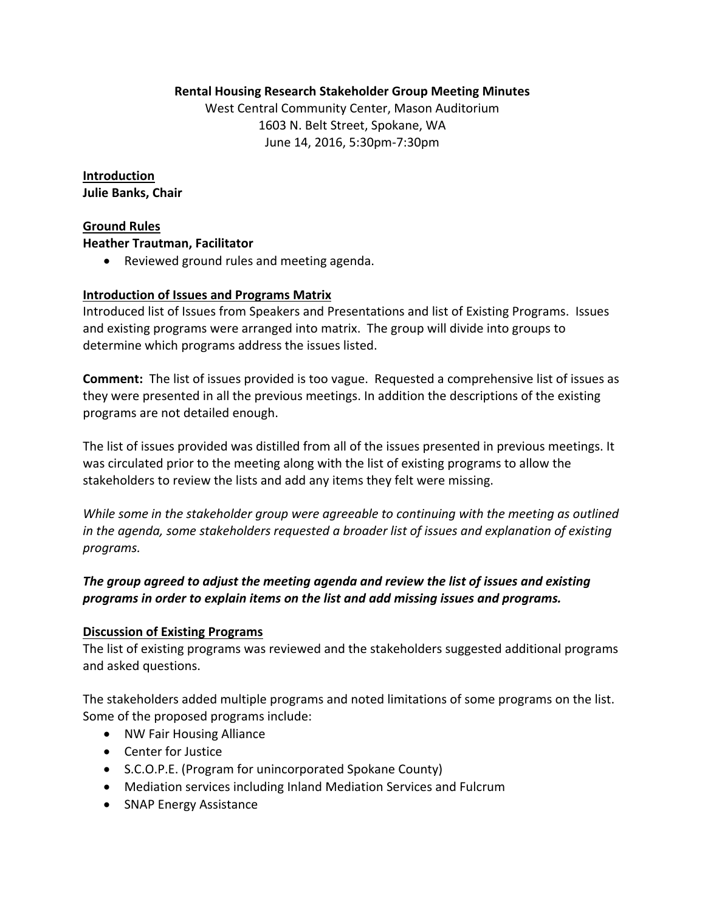# Rental Housing Research Stakeholder Group Meeting Minutes

West Central Community Center, Mason Auditorium
1603 N. Belt Street, Spokane, WA
June 14, 2016, 5:30pm-7:30pm

## Introduction

**Julie Banks, Chair**

## Ground Rules

**Heather Trautman, Facilitator**

- Reviewed ground rules and meeting agenda.

## Introduction of Issues and Programs Matrix

Introduced list of Issues from Speakers and Presentations and list of Existing Programs. Issues and existing programs were arranged into matrix. The group will divide into groups to determine which programs address the issues listed.

**Comment:** The list of issues provided is too vague. Requested a comprehensive list of issues as they were presented in all the previous meetings. In addition the descriptions of the existing programs are not detailed enough.

The list of issues provided was distilled from all of the issues presented in previous meetings. It was circulated prior to the meeting along with the list of existing programs to allow the stakeholders to review the lists and add any items they felt were missing.

*While some in the stakeholder group were agreeable to continuing with the meeting as outlined in the agenda, some stakeholders requested a broader list of issues and explanation of existing programs.*

***The group agreed to adjust the meeting agenda and review the list of issues and existing programs in order to explain items on the list and add missing issues and programs.***

## Discussion of Existing Programs

The list of existing programs was reviewed and the stakeholders suggested additional programs and asked questions.

The stakeholders added multiple programs and noted limitations of some programs on the list. Some of the proposed programs include:

- NW Fair Housing Alliance
- Center for Justice
- S.C.O.P.E. (Program for unincorporated Spokane County)
- Mediation services including Inland Mediation Services and Fulcrum
- SNAP Energy Assistance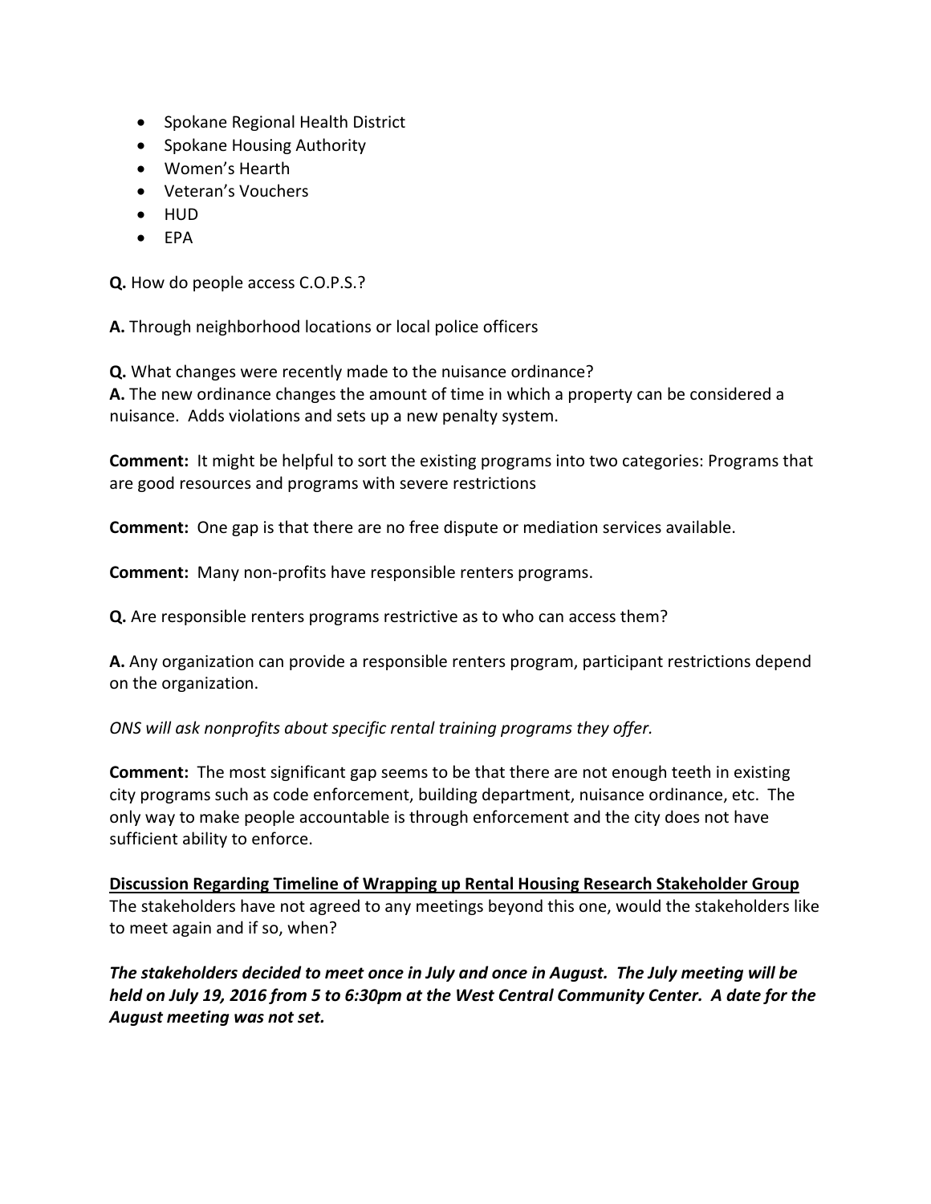- Spokane Regional Health District
- Spokane Housing Authority
- Women's Hearth
- Veteran's Vouchers
- HUD
- EPA

**Q.** How do people access C.O.P.S.?

**A.** Through neighborhood locations or local police officers

**Q.** What changes were recently made to the nuisance ordinance?
**A.** The new ordinance changes the amount of time in which a property can be considered a nuisance. Adds violations and sets up a new penalty system.

**Comment:** It might be helpful to sort the existing programs into two categories: Programs that are good resources and programs with severe restrictions

**Comment:** One gap is that there are no free dispute or mediation services available.

**Comment:** Many non-profits have responsible renters programs.

**Q.** Are responsible renters programs restrictive as to who can access them?

**A.** Any organization can provide a responsible renters program, participant restrictions depend on the organization.

*ONS will ask nonprofits about specific rental training programs they offer.*

**Comment:** The most significant gap seems to be that there are not enough teeth in existing city programs such as code enforcement, building department, nuisance ordinance, etc. The only way to make people accountable is through enforcement and the city does not have sufficient ability to enforce.

**<u>Discussion Regarding Timeline of Wrapping up Rental Housing Research Stakeholder Group</u>**
The stakeholders have not agreed to any meetings beyond this one, would the stakeholders like to meet again and if so, when?

***The stakeholders decided to meet once in July and once in August. The July meeting will be held on July 19, 2016 from 5 to 6:30pm at the West Central Community Center. A date for the August meeting was not set.***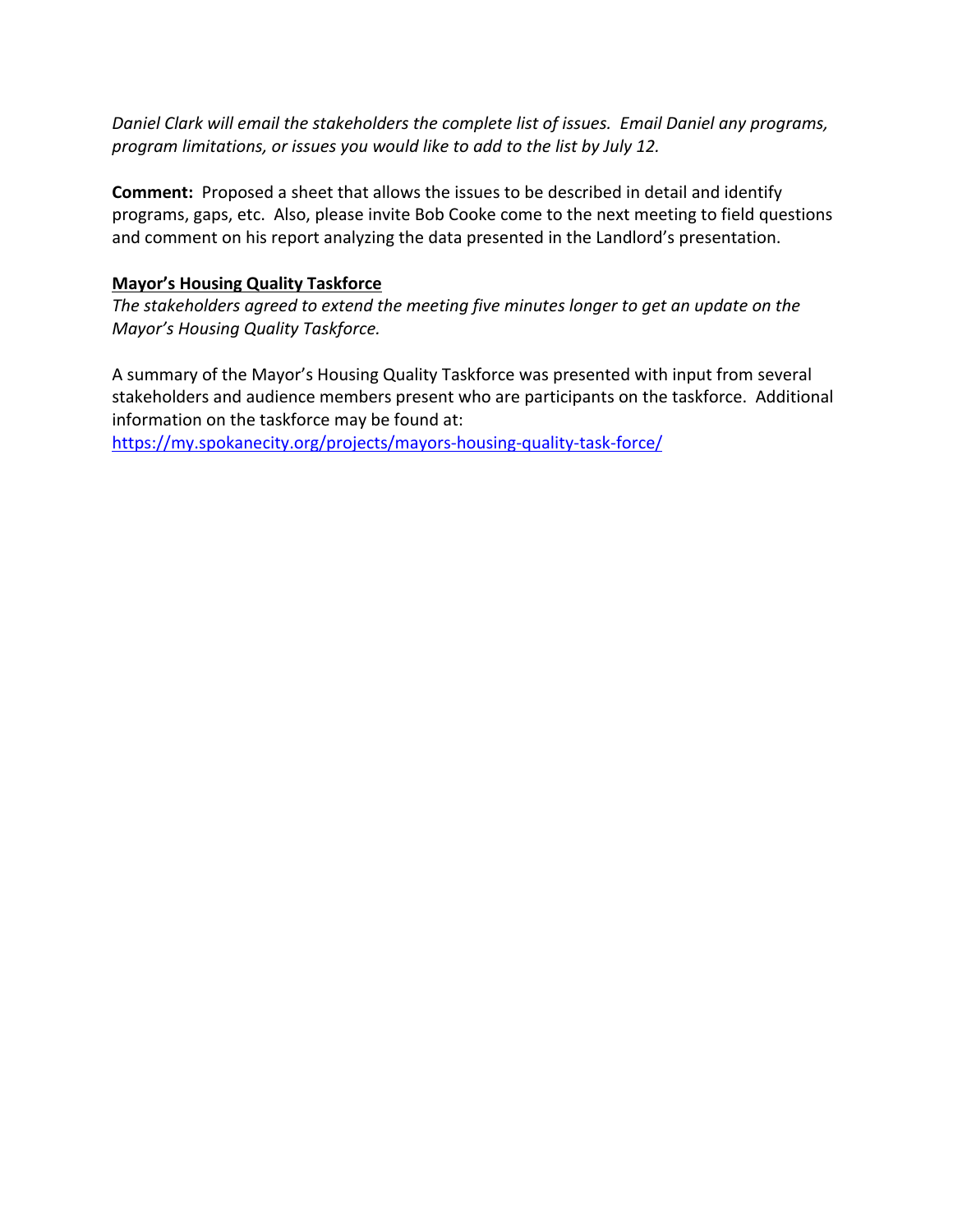*Daniel Clark will email the stakeholders the complete list of issues. Email Daniel any programs, program limitations, or issues you would like to add to the list by July 12.*

**Comment:** Proposed a sheet that allows the issues to be described in detail and identify programs, gaps, etc. Also, please invite Bob Cooke come to the next meeting to field questions and comment on his report analyzing the data presented in the Landlord's presentation.

**<u>Mayor's Housing Quality Taskforce</u>**

*The stakeholders agreed to extend the meeting five minutes longer to get an update on the Mayor's Housing Quality Taskforce.*

A summary of the Mayor's Housing Quality Taskforce was presented with input from several stakeholders and audience members present who are participants on the taskforce. Additional information on the taskforce may be found at:
https://my.spokanecity.org/projects/mayors-housing-quality-task-force/